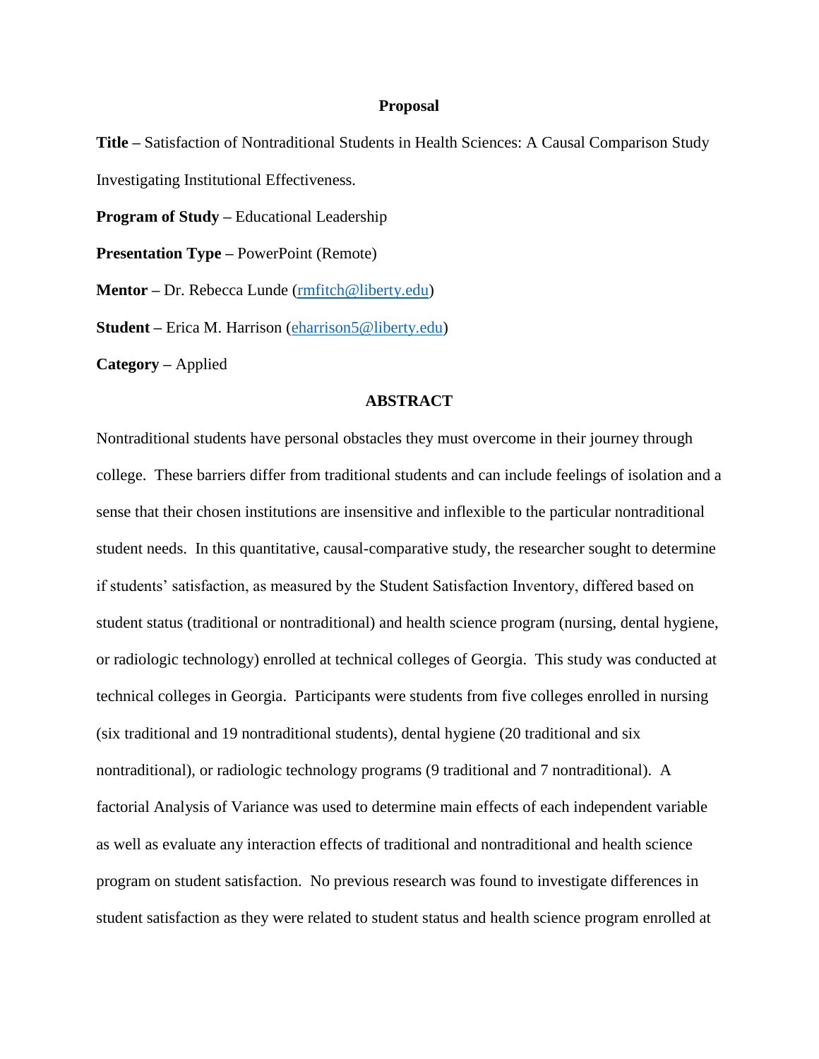**Proposal**

**Title –** Satisfaction of Nontraditional Students in Health Sciences: A Causal Comparison Study Investigating Institutional Effectiveness.

**Program of Study –** Educational Leadership

**Presentation Type –** PowerPoint (Remote)

**Mentor –** Dr. Rebecca Lunde (rmfitch@liberty.edu)

**Student –** Erica M. Harrison (eharrison5@liberty.edu)

**Category –** Applied

**ABSTRACT**

Nontraditional students have personal obstacles they must overcome in their journey through college. These barriers differ from traditional students and can include feelings of isolation and a sense that their chosen institutions are insensitive and inflexible to the particular nontraditional student needs. In this quantitative, causal-comparative study, the researcher sought to determine if students' satisfaction, as measured by the Student Satisfaction Inventory, differed based on student status (traditional or nontraditional) and health science program (nursing, dental hygiene, or radiologic technology) enrolled at technical colleges of Georgia. This study was conducted at technical colleges in Georgia. Participants were students from five colleges enrolled in nursing (six traditional and 19 nontraditional students), dental hygiene (20 traditional and six nontraditional), or radiologic technology programs (9 traditional and 7 nontraditional). A factorial Analysis of Variance was used to determine main effects of each independent variable as well as evaluate any interaction effects of traditional and nontraditional and health science program on student satisfaction. No previous research was found to investigate differences in student satisfaction as they were related to student status and health science program enrolled at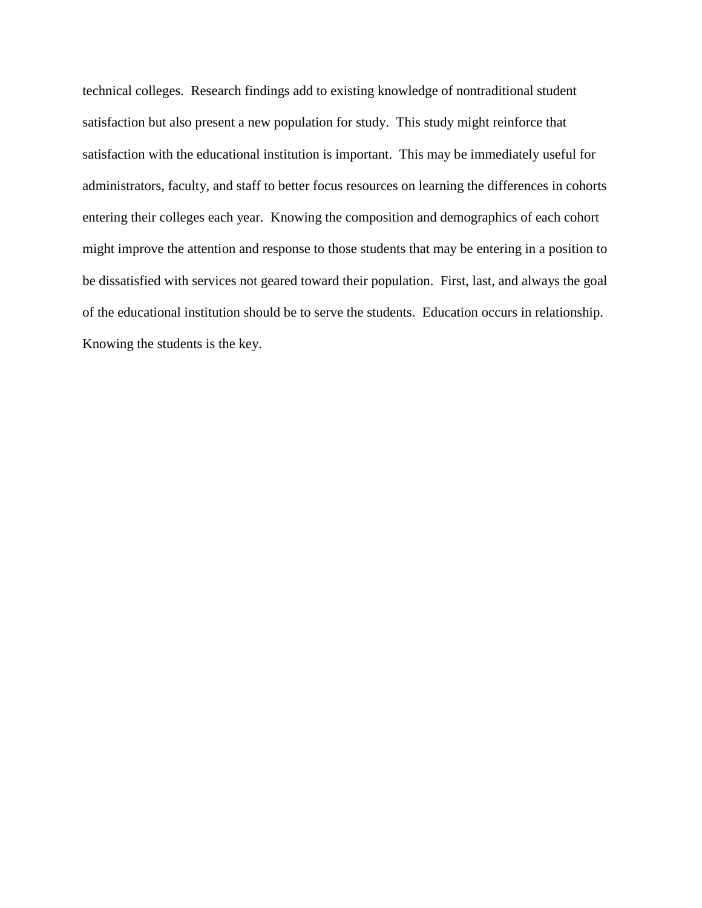technical colleges. Research findings add to existing knowledge of nontraditional student satisfaction but also present a new population for study. This study might reinforce that satisfaction with the educational institution is important. This may be immediately useful for administrators, faculty, and staff to better focus resources on learning the differences in cohorts entering their colleges each year. Knowing the composition and demographics of each cohort might improve the attention and response to those students that may be entering in a position to be dissatisfied with services not geared toward their population. First, last, and always the goal of the educational institution should be to serve the students. Education occurs in relationship. Knowing the students is the key.